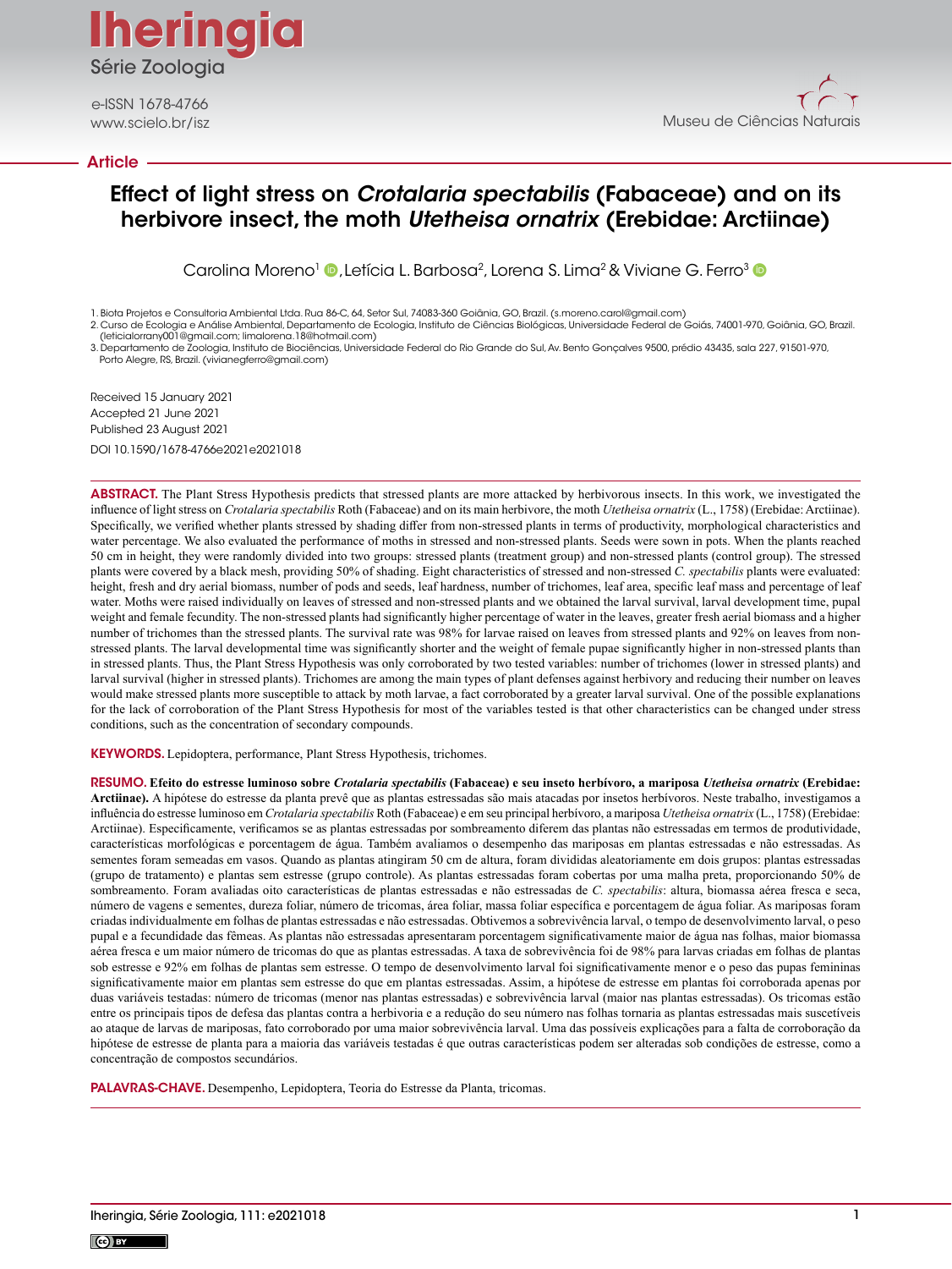Iheringia
Série Zoologia

e-ISSN 1678-4766
www.scielo.br/isz

Museu de Ciências Naturais

Article

# Effect of light stress on *Crotalaria spectabilis* (Fabaceae) and on its herbivore insect, the moth *Utetheisa ornatrix* (Erebidae: Arctiinae)

Carolina Moreno[1], Letícia L. Barbosa[2], Lorena S. Lima[2] & Viviane G. Ferro[3]

1. Biota Projetos e Consultoria Ambiental Ltda. Rua 86-C, 64, Setor Sul, 74083-360 Goiânia, GO, Brazil. (s.moreno.carol@gmail.com)
2. Curso de Ecologia e Análise Ambiental, Departamento de Ecologia, Instituto de Ciências Biológicas, Universidade Federal de Goiás, 74001-970, Goiânia, GO, Brazil. (leticialorrany001@gmail.com; limalorena.18@hotmail.com)
3. Departamento de Zoologia, Instituto de Biociências, Universidade Federal do Rio Grande do Sul, Av. Bento Gonçalves 9500, prédio 43435, sala 227, 91501-970, Porto Alegre, RS, Brazil. (vivianegferro@gmail.com)

Received 15 January 2021
Accepted 21 June 2021
Published 23 August 2021
DOI 10.1590/1678-4766e2021e2021018

**ABSTRACT.** The Plant Stress Hypothesis predicts that stressed plants are more attacked by herbivorous insects. In this work, we investigated the influence of light stress on *Crotalaria spectabilis* Roth (Fabaceae) and on its main herbivore, the moth *Utetheisa ornatrix* (L., 1758) (Erebidae: Arctiinae). Specifically, we verified whether plants stressed by shading differ from non-stressed plants in terms of productivity, morphological characteristics and water percentage. We also evaluated the performance of moths in stressed and non-stressed plants. Seeds were sown in pots. When the plants reached 50 cm in height, they were randomly divided into two groups: stressed plants (treatment group) and non-stressed plants (control group). The stressed plants were covered by a black mesh, providing 50% of shading. Eight characteristics of stressed and non-stressed *C. spectabilis* plants were evaluated: height, fresh and dry aerial biomass, number of pods and seeds, leaf hardness, number of trichomes, leaf area, specific leaf mass and percentage of leaf water. Moths were raised individually on leaves of stressed and non-stressed plants and we obtained the larval survival, larval development time, pupal weight and female fecundity. The non-stressed plants had significantly higher percentage of water in the leaves, greater fresh aerial biomass and a higher number of trichomes than the stressed plants. The survival rate was 98% for larvae raised on leaves from stressed plants and 92% on leaves from non-stressed plants. The larval developmental time was significantly shorter and the weight of female pupae significantly higher in non-stressed plants than in stressed plants. Thus, the Plant Stress Hypothesis was only corroborated by two tested variables: number of trichomes (lower in stressed plants) and larval survival (higher in stressed plants). Trichomes are among the main types of plant defenses against herbivory and reducing their number on leaves would make stressed plants more susceptible to attack by moth larvae, a fact corroborated by a greater larval survival. One of the possible explanations for the lack of corroboration of the Plant Stress Hypothesis for most of the variables tested is that other characteristics can be changed under stress conditions, such as the concentration of secondary compounds.

**KEYWORDS.** Lepidoptera, performance, Plant Stress Hypothesis, trichomes.

**RESUMO. Efeito do estresse luminoso sobre *Crotalaria spectabilis* (Fabaceae) e seu inseto herbívoro, a mariposa *Utetheisa ornatrix* (Erebidae: Arctiinae).** A hipótese do estresse da planta prevê que as plantas estressadas são mais atacadas por insetos herbívoros. Neste trabalho, investigamos a influência do estresse luminoso em *Crotalaria spectabilis* Roth (Fabaceae) e em seu principal herbívoro, a mariposa *Utetheisa ornatrix* (L., 1758) (Erebidae: Arctiinae). Especificamente, verificamos se as plantas estressadas por sombreamento diferem das plantas não estressadas em termos de produtividade, características morfológicas e porcentagem de água. Também avaliamos o desempenho das mariposas em plantas estressadas e não estressadas. As sementes foram semeadas em vasos. Quando as plantas atingiram 50 cm de altura, foram divididas aleatoriamente em dois grupos: plantas estressadas (grupo de tratamento) e plantas sem estresse (grupo controle). As plantas estressadas foram cobertas por uma malha preta, proporcionando 50% de sombreamento. Foram avaliadas oito características de plantas estressadas e não estressadas de *C. spectabilis*: altura, biomassa aérea fresca e seca, número de vagens e sementes, dureza foliar, número de tricomas, área foliar, massa foliar específica e porcentagem de água foliar. As mariposas foram criadas individualmente em folhas de plantas estressadas e não estressadas. Obtivemos a sobrevivência larval, o tempo de desenvolvimento larval, o peso pupal e a fecundidade das fêmeas. As plantas não estressadas apresentaram porcentagem significativamente maior de água nas folhas, maior biomassa aérea fresca e um maior número de tricomas do que as plantas estressadas. A taxa de sobrevivência foi de 98% para larvas criadas em folhas de plantas sob estresse e 92% em folhas de plantas sem estresse. O tempo de desenvolvimento larval foi significativamente menor e o peso das pupas femininas significativamente maior em plantas sem estresse do que em plantas estressadas. Assim, a hipótese de estresse em plantas foi corroborada apenas por duas variáveis testadas: número de tricomas (menor nas plantas estressadas) e sobrevivência larval (maior nas plantas estressadas). Os tricomas estão entre os principais tipos de defesa das plantas contra a herbivoria e a redução do seu número nas folhas tornaria as plantas estressadas mais suscetíveis ao ataque de larvas de mariposas, fato corroborado por uma maior sobrevivência larval. Uma das possíveis explicações para a falta de corroboração da hipótese de estresse de planta para a maioria das variáveis testadas é que outras características podem ser alteradas sob condições de estresse, como a concentração de compostos secundários.

**PALAVRAS-CHAVE.** Desempenho, Lepidoptera, Teoria do Estresse da Planta, tricomas.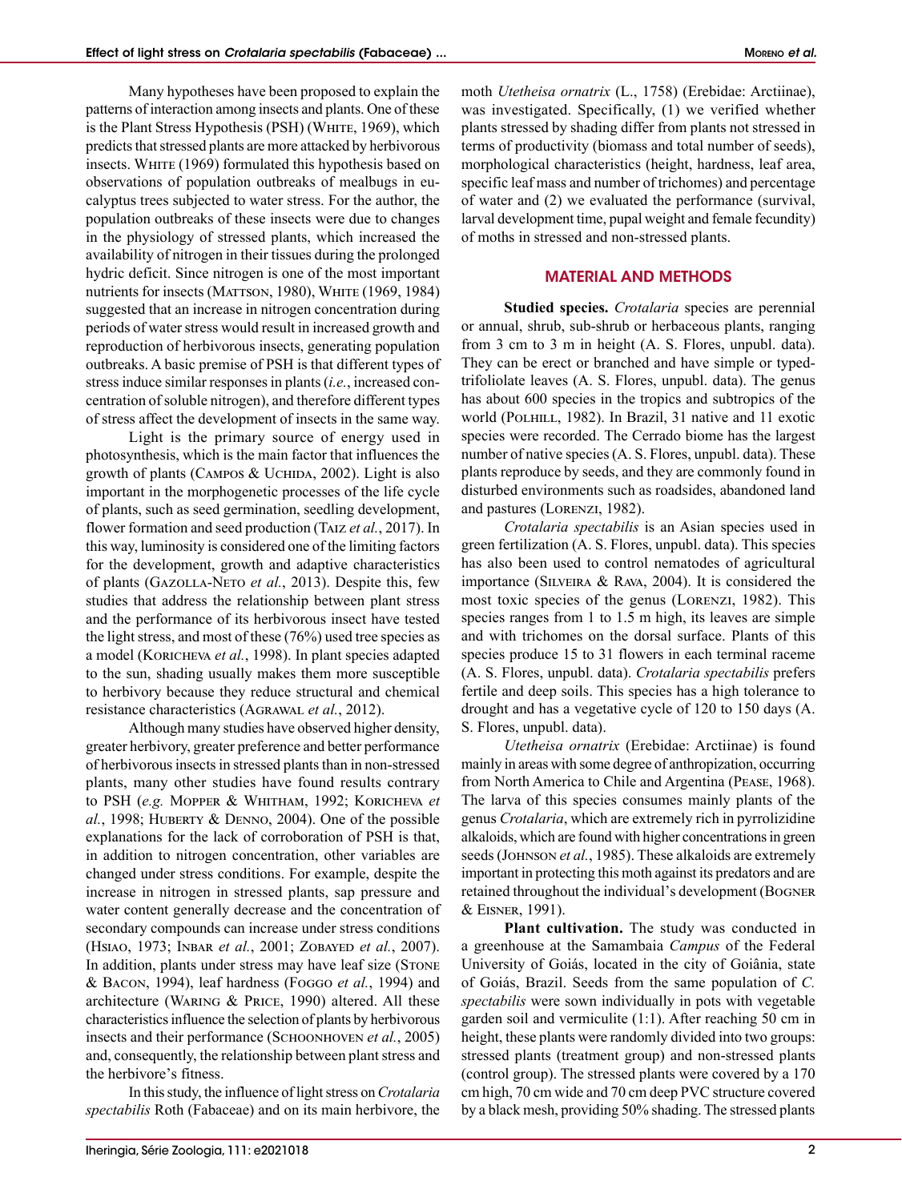Many hypotheses have been proposed to explain the patterns of interaction among insects and plants. One of these is the Plant Stress Hypothesis (PSH) (White, 1969), which predicts that stressed plants are more attacked by herbivorous insects. White (1969) formulated this hypothesis based on observations of population outbreaks of mealbugs in eucalyptus trees subjected to water stress. For the author, the population outbreaks of these insects were due to changes in the physiology of stressed plants, which increased the availability of nitrogen in their tissues during the prolonged hydric deficit. Since nitrogen is one of the most important nutrients for insects (Mattson, 1980), White (1969, 1984) suggested that an increase in nitrogen concentration during periods of water stress would result in increased growth and reproduction of herbivorous insects, generating population outbreaks. A basic premise of PSH is that different types of stress induce similar responses in plants (*i.e.*, increased concentration of soluble nitrogen), and therefore different types of stress affect the development of insects in the same way.

Light is the primary source of energy used in photosynthesis, which is the main factor that influences the growth of plants (Campos & Uchida, 2002). Light is also important in the morphogenetic processes of the life cycle of plants, such as seed germination, seedling development, flower formation and seed production (Taiz *et al.*, 2017). In this way, luminosity is considered one of the limiting factors for the development, growth and adaptive characteristics of plants (Gazolla-Neto *et al.*, 2013). Despite this, few studies that address the relationship between plant stress and the performance of its herbivorous insect have tested the light stress, and most of these (76%) used tree species as a model (Koricheva *et al.*, 1998). In plant species adapted to the sun, shading usually makes them more susceptible to herbivory because they reduce structural and chemical resistance characteristics (Agrawal *et al.*, 2012).

Although many studies have observed higher density, greater herbivory, greater preference and better performance of herbivorous insects in stressed plants than in non-stressed plants, many other studies have found results contrary to PSH (*e.g.* Mopper & Whitham, 1992; Koricheva *et al.*, 1998; Huberty & Denno, 2004). One of the possible explanations for the lack of corroboration of PSH is that, in addition to nitrogen concentration, other variables are changed under stress conditions. For example, despite the increase in nitrogen in stressed plants, sap pressure and water content generally decrease and the concentration of secondary compounds can increase under stress conditions (Hsiao, 1973; Inbar *et al.*, 2001; Zobayed *et al.*, 2007). In addition, plants under stress may have leaf size (Stone & Bacon, 1994), leaf hardness (Foggo *et al.*, 1994) and architecture (Waring & Price, 1990) altered. All these characteristics influence the selection of plants by herbivorous insects and their performance (Schoonhoven *et al.*, 2005) and, consequently, the relationship between plant stress and the herbivore's fitness.

In this study, the influence of light stress on *Crotalaria spectabilis* Roth (Fabaceae) and on its main herbivore, the moth *Utetheisa ornatrix* (L., 1758) (Erebidae: Arctiinae), was investigated. Specifically, (1) we verified whether plants stressed by shading differ from plants not stressed in terms of productivity (biomass and total number of seeds), morphological characteristics (height, hardness, leaf area, specific leaf mass and number of trichomes) and percentage of water and (2) we evaluated the performance (survival, larval development time, pupal weight and female fecundity) of moths in stressed and non-stressed plants.

## MATERIAL AND METHODS

**Studied species.** *Crotalaria* species are perennial or annual, shrub, sub-shrub or herbaceous plants, ranging from 3 cm to 3 m in height (A. S. Flores, unpubl. data). They can be erect or branched and have simple or typed-trifoliolate leaves (A. S. Flores, unpubl. data). The genus has about 600 species in the tropics and subtropics of the world (Polhill, 1982). In Brazil, 31 native and 11 exotic species were recorded. The Cerrado biome has the largest number of native species (A. S. Flores, unpubl. data). These plants reproduce by seeds, and they are commonly found in disturbed environments such as roadsides, abandoned land and pastures (Lorenzi, 1982).

*Crotalaria spectabilis* is an Asian species used in green fertilization (A. S. Flores, unpubl. data). This species has also been used to control nematodes of agricultural importance (Silveira & Rava, 2004). It is considered the most toxic species of the genus (Lorenzi, 1982). This species ranges from 1 to 1.5 m high, its leaves are simple and with trichomes on the dorsal surface. Plants of this species produce 15 to 31 flowers in each terminal raceme (A. S. Flores, unpubl. data). *Crotalaria spectabilis* prefers fertile and deep soils. This species has a high tolerance to drought and has a vegetative cycle of 120 to 150 days (A. S. Flores, unpubl. data).

*Utetheisa ornatrix* (Erebidae: Arctiinae) is found mainly in areas with some degree of anthropization, occurring from North America to Chile and Argentina (Pease, 1968). The larva of this species consumes mainly plants of the genus *Crotalaria*, which are extremely rich in pyrrolizidine alkaloids, which are found with higher concentrations in green seeds (Johnson *et al.*, 1985). These alkaloids are extremely important in protecting this moth against its predators and are retained throughout the individual's development (Bogner & Eisner, 1991).

**Plant cultivation.** The study was conducted in a greenhouse at the Samambaia *Campus* of the Federal University of Goiás, located in the city of Goiânia, state of Goiás, Brazil. Seeds from the same population of *C. spectabilis* were sown individually in pots with vegetable garden soil and vermiculite (1:1). After reaching 50 cm in height, these plants were randomly divided into two groups: stressed plants (treatment group) and non-stressed plants (control group). The stressed plants were covered by a 170 cm high, 70 cm wide and 70 cm deep PVC structure covered by a black mesh, providing 50% shading. The stressed plants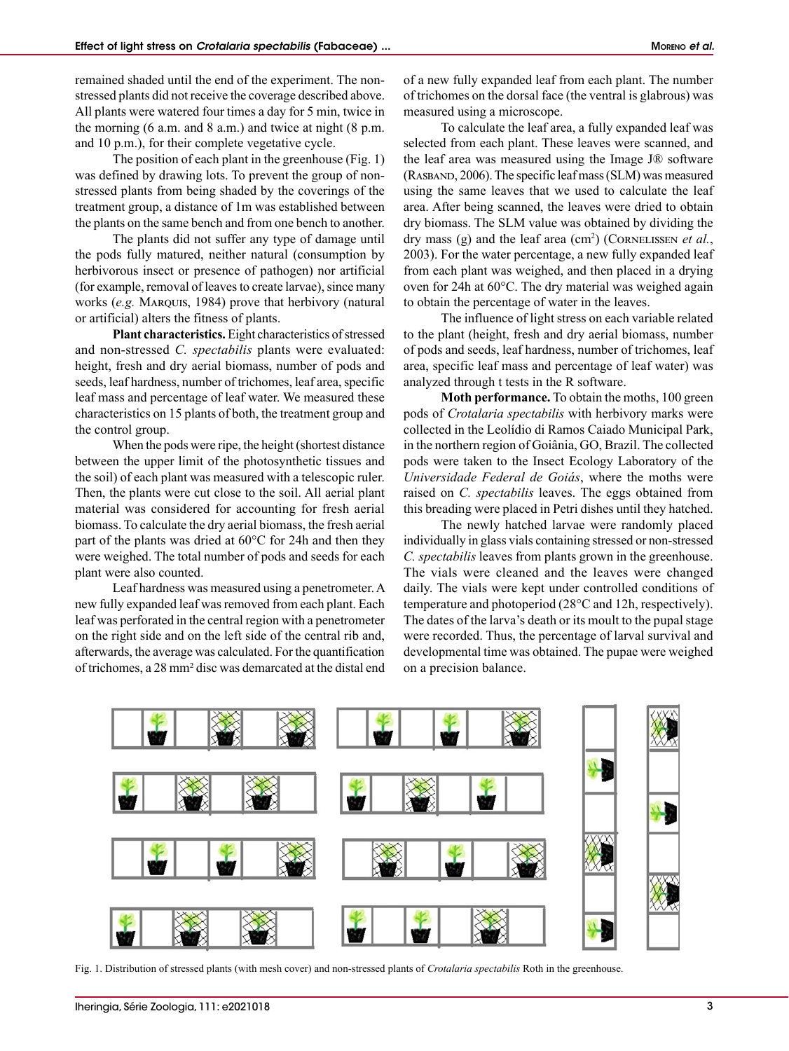remained shaded until the end of the experiment. The non-stressed plants did not receive the coverage described above. All plants were watered four times a day for 5 min, twice in the morning (6 a.m. and 8 a.m.) and twice at night (8 p.m. and 10 p.m.), for their complete vegetative cycle.

The position of each plant in the greenhouse (Fig. 1) was defined by drawing lots. To prevent the group of non-stressed plants from being shaded by the coverings of the treatment group, a distance of 1m was established between the plants on the same bench and from one bench to another.

The plants did not suffer any type of damage until the pods fully matured, neither natural (consumption by herbivorous insect or presence of pathogen) nor artificial (for example, removal of leaves to create larvae), since many works (*e.g.* Marquis, 1984) prove that herbivory (natural or artificial) alters the fitness of plants.

**Plant characteristics.** Eight characteristics of stressed and non-stressed *C. spectabilis* plants were evaluated: height, fresh and dry aerial biomass, number of pods and seeds, leaf hardness, number of trichomes, leaf area, specific leaf mass and percentage of leaf water. We measured these characteristics on 15 plants of both, the treatment group and the control group.

When the pods were ripe, the height (shortest distance between the upper limit of the photosynthetic tissues and the soil) of each plant was measured with a telescopic ruler. Then, the plants were cut close to the soil. All aerial plant material was considered for accounting for fresh aerial biomass. To calculate the dry aerial biomass, the fresh aerial part of the plants was dried at 60°C for 24h and then they were weighed. The total number of pods and seeds for each plant were also counted.

Leaf hardness was measured using a penetrometer. A new fully expanded leaf was removed from each plant. Each leaf was perforated in the central region with a penetrometer on the right side and on the left side of the central rib and, afterwards, the average was calculated. For the quantification of trichomes, a 28 mm² disc was demarcated at the distal end of a new fully expanded leaf from each plant. The number of trichomes on the dorsal face (the ventral is glabrous) was measured using a microscope.

To calculate the leaf area, a fully expanded leaf was selected from each plant. These leaves were scanned, and the leaf area was measured using the Image J® software (Rasband, 2006). The specific leaf mass (SLM) was measured using the same leaves that we used to calculate the leaf area. After being scanned, the leaves were dried to obtain dry biomass. The SLM value was obtained by dividing the dry mass (g) and the leaf area ($cm^2$) (Cornelissen *et al.*, 2003). For the water percentage, a new fully expanded leaf from each plant was weighed, and then placed in a drying oven for 24h at 60°C. The dry material was weighed again to obtain the percentage of water in the leaves.

The influence of light stress on each variable related to the plant (height, fresh and dry aerial biomass, number of pods and seeds, leaf hardness, number of trichomes, leaf area, specific leaf mass and percentage of leaf water) was analyzed through t tests in the R software.

**Moth performance.** To obtain the moths, 100 green pods of *Crotalaria spectabilis* with herbivory marks were collected in the Leolídio di Ramos Caiado Municipal Park, in the northern region of Goiânia, GO, Brazil. The collected pods were taken to the Insect Ecology Laboratory of the *Universidade Federal de Goiás*, where the moths were raised on *C. spectabilis* leaves. The eggs obtained from this breading were placed in Petri dishes until they hatched.

The newly hatched larvae were randomly placed individually in glass vials containing stressed or non-stressed *C. spectabilis* leaves from plants grown in the greenhouse. The vials were cleaned and the leaves were changed daily. The vials were kept under controlled conditions of temperature and photoperiod (28°C and 12h, respectively). The dates of the larva's death or its moult to the pupal stage were recorded. Thus, the percentage of larval survival and developmental time was obtained. The pupae were weighed on a precision balance.

Fig. 1. Distribution of stressed plants (with mesh cover) and non-stressed plants of *Crotalaria spectabilis* Roth in the greenhouse.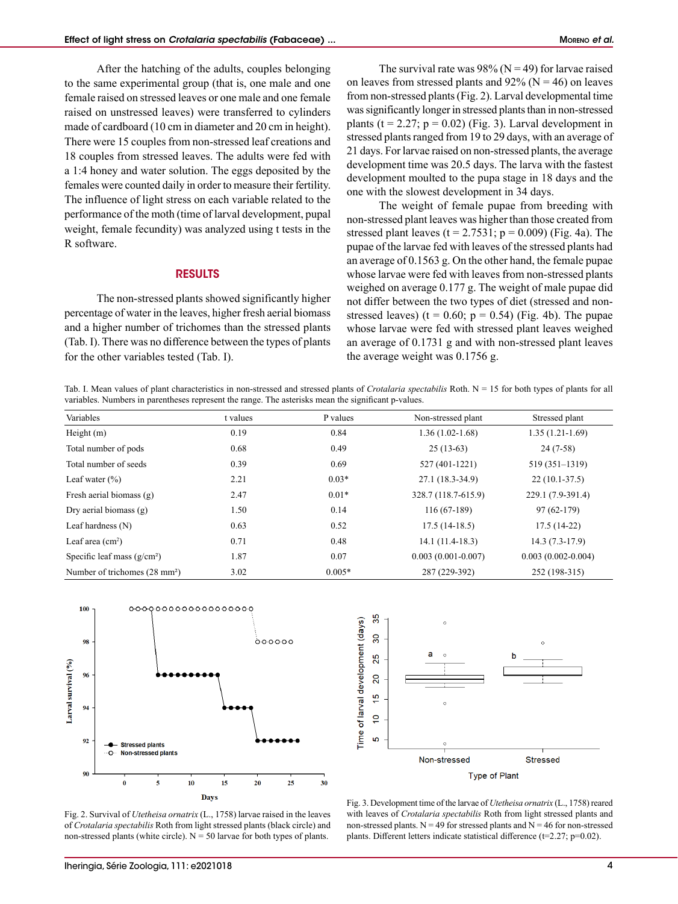After the hatching of the adults, couples belonging to the same experimental group (that is, one male and one female raised on stressed leaves or one male and one female raised on unstressed leaves) were transferred to cylinders made of cardboard (10 cm in diameter and 20 cm in height). There were 15 couples from non-stressed leaf creations and 18 couples from stressed leaves. The adults were fed with a 1:4 honey and water solution. The eggs deposited by the females were counted daily in order to measure their fertility. The influence of light stress on each variable related to the performance of the moth (time of larval development, pupal weight, female fecundity) was analyzed using t tests in the R software.

## RESULTS

The non-stressed plants showed significantly higher percentage of water in the leaves, higher fresh aerial biomass and a higher number of trichomes than the stressed plants (Tab. I). There was no difference between the types of plants for the other variables tested (Tab. I).

The survival rate was 98% (N = 49) for larvae raised on leaves from stressed plants and 92% (N = 46) on leaves from non-stressed plants (Fig. 2). Larval developmental time was significantly longer in stressed plants than in non-stressed plants (t = 2.27; p = 0.02) (Fig. 3). Larval development in stressed plants ranged from 19 to 29 days, with an average of 21 days. For larvae raised on non-stressed plants, the average development time was 20.5 days. The larva with the fastest development moulted to the pupa stage in 18 days and the one with the slowest development in 34 days.

The weight of female pupae from breeding with non-stressed plant leaves was higher than those created from stressed plant leaves (t = 2.7531; p = 0.009) (Fig. 4a). The pupae of the larvae fed with leaves of the stressed plants had an average of 0.1563 g. On the other hand, the female pupae whose larvae were fed with leaves from non-stressed plants weighed on average 0.177 g. The weight of male pupae did not differ between the two types of diet (stressed and non-stressed leaves) (t = 0.60; p = 0.54) (Fig. 4b). The pupae whose larvae were fed with stressed plant leaves weighed an average of 0.1731 g and with non-stressed plant leaves the average weight was 0.1756 g.

Tab. I. Mean values of plant characteristics in non-stressed and stressed plants of *Crotalaria spectabilis* Roth. N = 15 for both types of plants for all variables. Numbers in parentheses represent the range. The asterisks mean the significant p-values.

| Variables | t values | P values | Non-stressed plant | Stressed plant |
|---|---|---|---|---|
| Height (m) | 0.19 | 0.84 | 1.36 (1.02-1.68) | 1.35 (1.21-1.69) |
| Total number of pods | 0.68 | 0.49 | 25 (13-63) | 24 (7-58) |
| Total number of seeds | 0.39 | 0.69 | 527 (401-1221) | 519 (351–1319) |
| Leaf water (%) | 2.21 | 0.03* | 27.1 (18.3-34.9) | 22 (10.1-37.5) |
| Fresh aerial biomass (g) | 2.47 | 0.01* | 328.7 (118.7-615.9) | 229.1 (7.9-391.4) |
| Dry aerial biomass (g) | 1.50 | 0.14 | 116 (67-189) | 97 (62-179) |
| Leaf hardness (N) | 0.63 | 0.52 | 17.5 (14-18.5) | 17.5 (14-22) |
| Leaf area (cm²) | 0.71 | 0.48 | 14.1 (11.4-18.3) | 14.3 (7.3-17.9) |
| Specific leaf mass (g/cm²) | 1.87 | 0.07 | 0.003 (0.001-0.007) | 0.003 (0.002-0.004) |
| Number of trichomes (28 mm²) | 3.02 | 0.005* | 287 (229-392) | 252 (198-315) |

Fig. 2. Survival of *Utetheisa ornatrix* (L., 1758) larvae raised in the leaves of *Crotalaria spectabilis* Roth from light stressed plants (black circle) and non-stressed plants (white circle). N = 50 larvae for both types of plants.

Fig. 3. Development time of the larvae of *Utetheisa ornatrix* (L., 1758) reared with leaves of *Crotalaria spectabilis* Roth from light stressed plants and non-stressed plants. N = 49 for stressed plants and N = 46 for non-stressed plants. Different letters indicate statistical difference (t=2.27; p=0.02).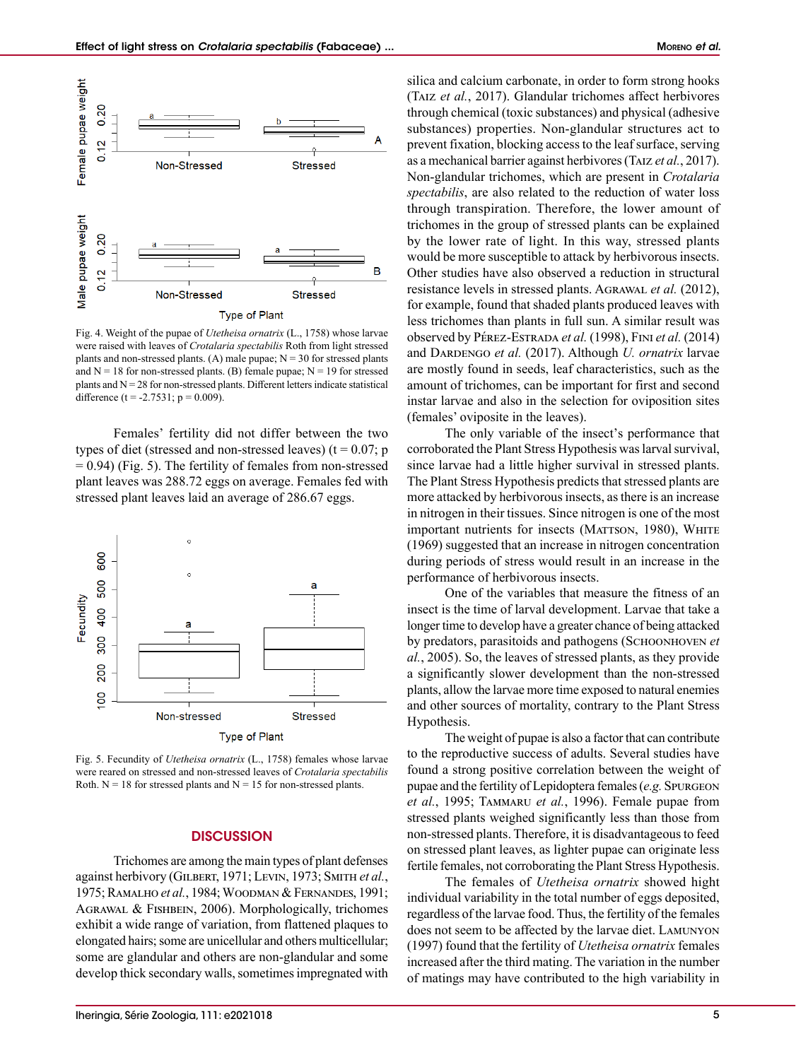Fig. 4. Weight of the pupae of *Utetheisa ornatrix* (L., 1758) whose larvae were raised with leaves of *Crotalaria spectabilis* Roth from light stressed plants and non-stressed plants. (A) male pupae; N = 30 for stressed plants and N = 18 for non-stressed plants. (B) female pupae; N = 19 for stressed plants and N = 28 for non-stressed plants. Different letters indicate statistical difference (t = -2.7531; p = 0.009).

Females' fertility did not differ between the two types of diet (stressed and non-stressed leaves) (t = 0.07; p = 0.94) (Fig. 5). The fertility of females from non-stressed plant leaves was 288.72 eggs on average. Females fed with stressed plant leaves laid an average of 286.67 eggs.

Fig. 5. Fecundity of *Utetheisa ornatrix* (L., 1758) females whose larvae were reared on stressed and non-stressed leaves of *Crotalaria spectabilis* Roth. N = 18 for stressed plants and N = 15 for non-stressed plants.

## DISCUSSION

Trichomes are among the main types of plant defenses against herbivory (Gilbert, 1971; Levin, 1973; Smith *et al.*, 1975; Ramalho *et al.*, 1984; Woodman & Fernandes, 1991; Agrawal & Fishbein, 2006). Morphologically, trichomes exhibit a wide range of variation, from flattened plaques to elongated hairs; some are unicellular and others multicellular; some are glandular and others are non-glandular and some develop thick secondary walls, sometimes impregnated with silica and calcium carbonate, in order to form strong hooks (Taiz *et al.*, 2017). Glandular trichomes affect herbivores through chemical (toxic substances) and physical (adhesive substances) properties. Non-glandular structures act to prevent fixation, blocking access to the leaf surface, serving as a mechanical barrier against herbivores (Taiz *et al.*, 2017). Non-glandular trichomes, which are present in *Crotalaria spectabilis*, are also related to the reduction of water loss through transpiration. Therefore, the lower amount of trichomes in the group of stressed plants can be explained by the lower rate of light. In this way, stressed plants would be more susceptible to attack by herbivorous insects. Other studies have also observed a reduction in structural resistance levels in stressed plants. Agrawal *et al.* (2012), for example, found that shaded plants produced leaves with less trichomes than plants in full sun. A similar result was observed by Pérez-Estrada *et al.* (1998), Fini *et al.* (2014) and Dardengo *et al.* (2017). Although *U. ornatrix* larvae are mostly found in seeds, leaf characteristics, such as the amount of trichomes, can be important for first and second instar larvae and also in the selection for oviposition sites (females' oviposite in the leaves).

The only variable of the insect's performance that corroborated the Plant Stress Hypothesis was larval survival, since larvae had a little higher survival in stressed plants. The Plant Stress Hypothesis predicts that stressed plants are more attacked by herbivorous insects, as there is an increase in nitrogen in their tissues. Since nitrogen is one of the most important nutrients for insects (Mattson, 1980), White (1969) suggested that an increase in nitrogen concentration during periods of stress would result in an increase in the performance of herbivorous insects.

One of the variables that measure the fitness of an insect is the time of larval development. Larvae that take a longer time to develop have a greater chance of being attacked by predators, parasitoids and pathogens (Schoonhoven *et al.*, 2005). So, the leaves of stressed plants, as they provide a significantly slower development than the non-stressed plants, allow the larvae more time exposed to natural enemies and other sources of mortality, contrary to the Plant Stress Hypothesis.

The weight of pupae is also a factor that can contribute to the reproductive success of adults. Several studies have found a strong positive correlation between the weight of pupae and the fertility of Lepidoptera females (*e.g.* Spurgeon *et al.*, 1995; Tammaru *et al.*, 1996). Female pupae from stressed plants weighed significantly less than those from non-stressed plants. Therefore, it is disadvantageous to feed on stressed plant leaves, as lighter pupae can originate less fertile females, not corroborating the Plant Stress Hypothesis.

The females of *Utetheisa ornatrix* showed hight individual variability in the total number of eggs deposited, regardless of the larvae food. Thus, the fertility of the females does not seem to be affected by the larvae diet. Lamunyon (1997) found that the fertility of *Utetheisa ornatrix* females increased after the third mating. The variation in the number of matings may have contributed to the high variability in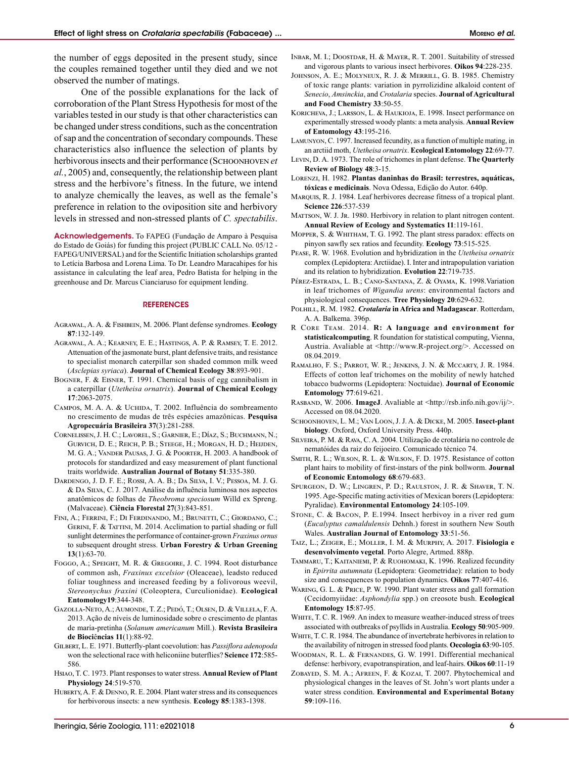the number of eggs deposited in the present study, since the couples remained together until they died and we not observed the number of matings.

One of the possible explanations for the lack of corroboration of the Plant Stress Hypothesis for most of the variables tested in our study is that other characteristics can be changed under stress conditions, such as the concentration of sap and the concentration of secondary compounds. These characteristics also influence the selection of plants by herbivorous insects and their performance (Schoonhoven *et al.*, 2005) and, consequently, the relationship between plant stress and the herbivore's fitness. In the future, we intend to analyze chemically the leaves, as well as the female's preference in relation to the oviposition site and herbivory levels in stressed and non-stressed plants of *C. spectabilis*.

**Acknowledgements.** To FAPEG (Fundação de Amparo à Pesquisa do Estado de Goiás) for funding this project (PUBLIC CALL No. 05/12 - FAPEG/UNIVERSAL) and for the Scientific Initiation scholarships granted to Letícia Barbosa and Lorena Lima. To Dr. Leandro Maracahipes for his assistance in calculating the leaf area, Pedro Batista for helping in the greenhouse and Dr. Marcus Cianciaruso for equipment lending.

## REFERENCES

Agrawal, A. A. & Fishbein, M. 2006. Plant defense syndromes. **Ecology 87**:132-149.

Agrawal, A. A.; Kearney, E. E.; Hastings, A. P. & Ramsey, T. E. 2012. Attenuation of the jasmonate burst, plant defensive traits, and resistance to specialist monarch caterpillar son shaded common milk weed (*Asclepias syriaca*). **Journal of Chemical Ecology 38**:893-901.

Bogner, F. & Eisner, T. 1991. Chemical basis of egg cannibalism in a caterpillar (*Utetheisa ornatrix*). **Journal of Chemical Ecology 17**:2063-2075.

Campos, M. A. A. & Uchida, T. 2002. Influência do sombreamento no crescimento de mudas de três espécies amazônicas. **Pesquisa Agropecuária Brasileira 37**(3):281-288.

Cornelissen, J. H. C.; Lavorel, S.; Garnier, E.; Díaz, S.; Buchmann, N.; Gurvich, D. E.; Reich, P. B.; Steege, H.; Morgan, H. D.; Heijden, M. G. A.; Vander Pausas, J. G. & Poorter, H. 2003. A handbook of protocols for standardized and easy measurement of plant functional traits worldwide. **Australian Journal of Botany 51**:335-380.

Dardengo, J. D. F. E.; Rossi, A. A. B.; Da Silva, I. V.; Pessoa, M. J. G. & Da Silva, C. J. 2017. Análise da influência luminosa nos aspectos anatômicos de folhas de *Theobroma speciosum* Willd ex Spreng. (Malvaceae). **Ciência Florestal 27**(3):843-851.

Fini, A.; Ferrini, F.; Di Ferdinando, M.; Brunetti, C.; Giordano, C.; Gerini, F. & Tattini, M. 2014. Acclimation to partial shading or full sunlight determines the performance of container-grown *Fraxinus ornus* to subsequent drought stress. **Urban Forestry & Urban Greening 13**(1):63-70.

Foggo, A.; Speight, M. R. & Gregoire, J. C. 1994. Root disturbance of common ash, *Fraxinux excelsior* (Oleaceae), leadsto reduced foliar toughness and increased feeding by a folivorous weevil, *Stereonychus fraxini* (Coleoptera, Curculionidae). **Ecological Entomology19**:344-348.

Gazolla-Neto, A.; Aumonde, T. Z.; Pedó, T.; Olsen, D. & Villela, F. A. 2013. Ação de níveis de luminosidade sobre o crescimento de plantas de maria-pretinha (*Solanum americanum* Mill.). **Revista Brasileira de Biociências 11**(1):88-92.

Gilbert, L. E. 1971. Butterfly-plant coevolution: has *Passiflora adenopoda* won the selectional race with heliconiine butterflies? **Science 172**:585-586.

Hsiao, T. C. 1973. Plant responses to water stress. **Annual Review of Plant Physiology 24**:519-570.

Huberty, A. F. & Denno, R. E. 2004. Plant water stress and its consequences for herbivorous insects: a new synthesis. **Ecology 85**:1383-1398.

Inbar, M. I.; Doostdar, H. & Mayer, R. T. 2001. Suitability of stressed and vigorous plants to various insect herbivores. **Oikos 94**:228-235.

Johnson, A. E.; Molyneux, R. J. & Merrill, G. B. 1985. Chemistry of toxic range plants: variation in pyrrolizidine alkaloid content of *Senecio*, *Amsinckia*, and *Crotalaria* species. **Journal of Agricultural and Food Chemistry 33**:50-55.

Koricheva, J.; Larsson, L. & Haukioja, E. 1998. Insect performance on experimentally stressed woody plants: a meta analysis. **Annual Review of Entomology 43**:195-216.

Lamunyon, C. 1997. Increased fecundity, as a function of multiple mating, in an arctiid moth, *Utetheisa ornatrix*. **Ecological Entomology 22**:69-77.

Levin, D. A. 1973. The role of trichomes in plant defense. **The Quarterly Review of Biology 48**:3-15.

Lorenzi, H. 1982. **Plantas daninhas do Brasil: terrestres, aquáticas, tóxicas e medicinais**. Nova Odessa, Edição do Autor. 640p.

Marquis, R. J. 1984. Leaf herbivores decrease fitness of a tropical plant. **Science 226**:537-539

Mattson, W. J. Jr. 1980. Herbivory in relation to plant nitrogen content. **Annual Review of Ecology and Systematics 11**:119-161.

Mopper, S. & Whitham, T. G. 1992. The plant stress paradox: effects on pinyon sawfly sex ratios and fecundity. **Ecology 73**:515-525.

Pease, R. W. 1968. Evolution and hybridization in the *Utetheisa ornatrix* complex (Lepidoptera: Arctiidae). I. Inter and intrapopulation variation and its relation to hybridization. **Evolution 22**:719-735.

Pérez-Estrada, L. B.; Cano-Santana, Z. & Oyama, K. 1998.Variation in leaf trichomes of *Wigandia urens*: environmental factors and physiological consequences. **Tree Physiology 20**:629-632.

Polhill, R. M. 1982. ***Crotalaria* in Africa and Madagascar**. Rotterdam, A. A. Balkema. 396p.

R Core Team. 2014. **R: A language and environment for statisticalcomputing**. R foundation for statistical computing, Vienna, Austria. Avaliable at <http://www.R-project.org/>. Accessed on 08.04.2019.

Ramalho, F. S.; Parrot, W. R.; Jenkins, J. N. & Mccarty, J. R. 1984. Effects of cotton leaf trichomes on the mobility of newly hatched tobacco budworms (Lepidoptera: Noctuidae). **Journal of Economic Entomology 77**:619-621.

Rasband, W. 2006. **ImageJ**. Avaliable at <http://rsb.info.nih.gov/ij/>. Accessed on 08.04.2020.

Schoonhoven, L. M.; Van Loon, J. J. A. & Dicke, M. 2005. **Insect-plant biology**. Oxford, Oxford University Press. 440p.

Silveira, P. M. & Rava, C. A. 2004. Utilização de crotalária no controle de nematóides da raiz do feijoeiro. Comunicado técnico 74.

Smith, R. L.; Wilson, R. L. & Wilson, F. D. 1975. Resistance of cotton plant hairs to mobility of first-instars of the pink bollworm. **Journal of Economic Entomology 68**:679-683.

Spurgeon, D. W.; Lingren, P. D.; Raulston, J. R. & Shaver, T. N. 1995. Age-Specific mating activities of Mexican borers (Lepidoptera: Pyralidae). **Environmental Entomology 24**:105-109.

Stone, C. & Bacon, P. E.1994. Insect herbivoy in a river red gum (*Eucalyptus camaldulensis* Dehnh.) forest in southern New South Wales. **Australian Journal of Entomology 33**:51-56.

Taiz, L.; Zeiger, E.; Moller, I. M. & Murphy, A. 2017. **Fisiologia e desenvolvimento vegetal**. Porto Alegre, Artmed. 888p.

Tammaru, T.; Kaitaniemi, P. & Ruohomaki, K. 1996. Realized fecundity in *Epirrita autumnata* (Lepidoptera: Geometridae): relation to body size and consequences to population dynamics. **Oikos 77**:407-416.

Waring, G. L. & Price, P. W. 1990. Plant water stress and gall formation (Cecidomyiidae: *Asphondylia* spp.) on creosote bush. **Ecological Entomology 15**:87-95.

White, T. C. R. 1969. An index to measure weather-induced stress of trees associated with outbreaks of psyllids in Australia. **Ecology 50**:905-909.

White, T. C. R. 1984. The abundance of invertebrate herbivores in relation to the availability of nitrogen in stressed food plants. **Oecologia 63**:90-105.

Woodman, R. L. & Fernandes, G. W. 1991. Differential mechanical defense: herbivory, evapotranspiration, and leaf-hairs. **Oikos 60**:11-19

Zobayed, S. M. A.; Afreen, F. & Kozai, T. 2007. Phytochemical and physiological changes in the leaves of St. John's wort plants under a water stress condition. **Environmental and Experimental Botany 59**:109-116.